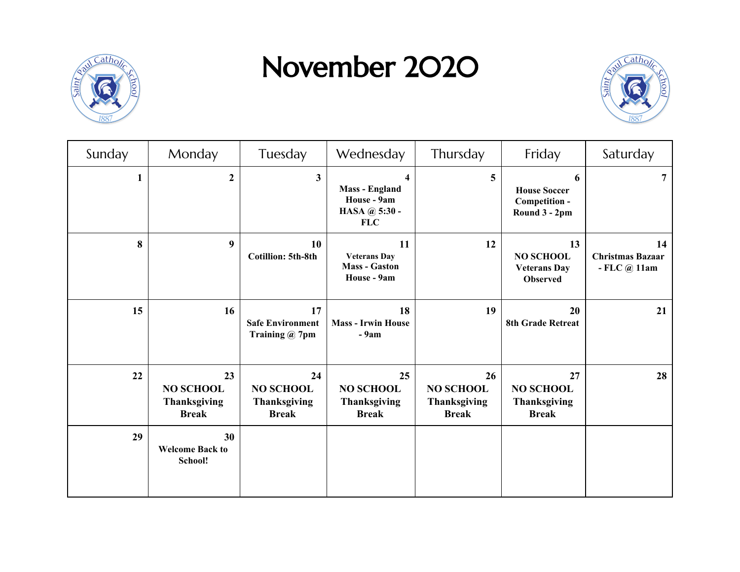# November 2020

| Sunday | Monday | Tuesday | Wednesday | Thursday | Friday | Saturday |
|---|---|---|---|---|---|---|
| **1** | **2** | **3** | **4** **Mass - England House - 9am** **HASA @ 5:30 - FLC** | **5** | **6** **House Soccer Competition - Round 3 - 2pm** | **7** |
| **8** | **9** | **10** **Cotillion: 5th-8th** | **11** **Veterans Day** **Mass - Gaston House - 9am** | **12** | **13** **NO SCHOOL Veterans Day Observed** | **14** **Christmas Bazaar - FLC @ 11am** |
| **15** | **16** | **17** **Safe Environment Training @ 7pm** | **18** **Mass - Irwin House - 9am** | **19** | **20** **8th Grade Retreat** | **21** |
| **22** | **23** **NO SCHOOL Thanksgiving Break** | **24** **NO SCHOOL Thanksgiving Break** | **25** **NO SCHOOL Thanksgiving Break** | **26** **NO SCHOOL Thanksgiving Break** | **27** **NO SCHOOL Thanksgiving Break** | **28** |
| **29** | **30** **Welcome Back to School!** | | | | | |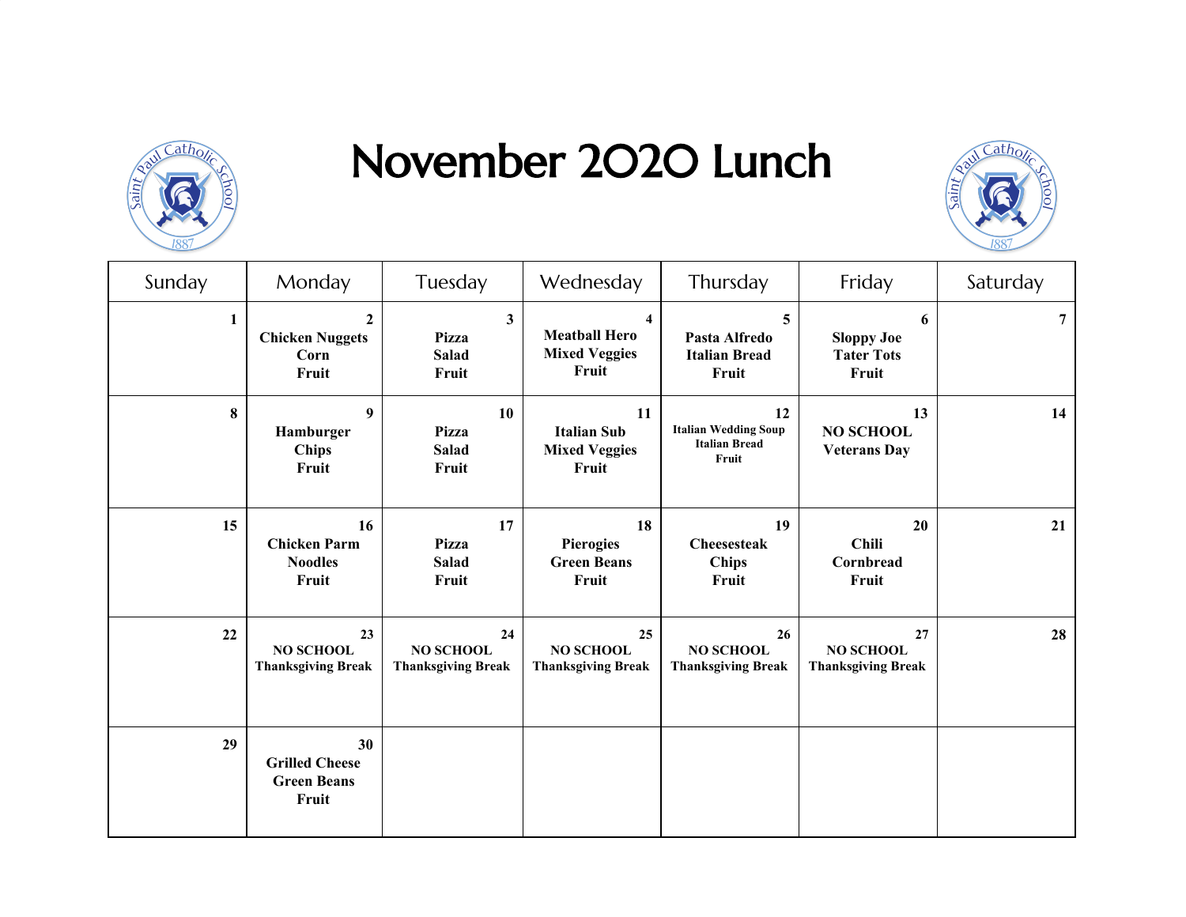# November 2020 Lunch

| Sunday | Monday | Tuesday | Wednesday | Thursday | Friday | Saturday |
|---|---|---|---|---|---|---|
| 1 | **2**<br>**Chicken Nuggets**<br>**Corn**<br>**Fruit** | **3**<br>**Pizza**<br>**Salad**<br>**Fruit** | **4**<br>**Meatball Hero**<br>**Mixed Veggies**<br>**Fruit** | **5**<br>**Pasta Alfredo**<br>**Italian Bread**<br>**Fruit** | **6**<br>**Sloppy Joe**<br>**Tater Tots**<br>**Fruit** | 7 |
| 8 | **9**<br>**Hamburger**<br>**Chips**<br>**Fruit** | **10**<br>**Pizza**<br>**Salad**<br>**Fruit** | **11**<br>**Italian Sub**<br>**Mixed Veggies**<br>**Fruit** | **12**<br>**Italian Wedding Soup**<br>**Italian Bread**<br>**Fruit** | **13**<br>**NO SCHOOL**<br>**Veterans Day** | 14 |
| 15 | **16**<br>**Chicken Parm**<br>**Noodles**<br>**Fruit** | **17**<br>**Pizza**<br>**Salad**<br>**Fruit** | **18**<br>**Pierogies**<br>**Green Beans**<br>**Fruit** | **19**<br>**Cheesesteak**<br>**Chips**<br>**Fruit** | **20**<br>**Chili**<br>**Cornbread**<br>**Fruit** | 21 |
| 22 | **23**<br>**NO SCHOOL**<br>**Thanksgiving Break** | **24**<br>**NO SCHOOL**<br>**Thanksgiving Break** | **25**<br>**NO SCHOOL**<br>**Thanksgiving Break** | **26**<br>**NO SCHOOL**<br>**Thanksgiving Break** | **27**<br>**NO SCHOOL**<br>**Thanksgiving Break** | 28 |
| 29 | **30**<br>**Grilled Cheese**<br>**Green Beans**<br>**Fruit** | | | | | |